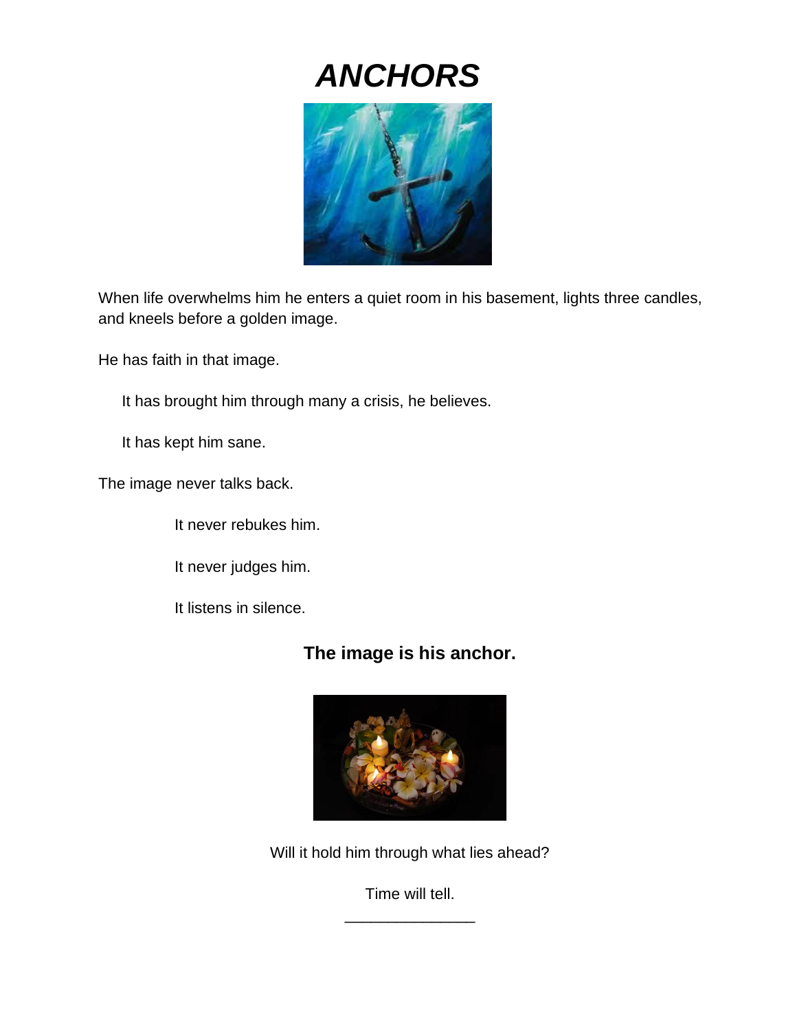# ***ANCHORS***

When life overwhelms him he enters a quiet room in his basement, lights three candles, and kneels before a golden image.

He has faith in that image.

It has brought him through many a crisis, he believes.

It has kept him sane.

The image never talks back.

It never rebukes him.

It never judges him.

It listens in silence.

**The image is his anchor.**

Will it hold him through what lies ahead?

Time will tell.

_______________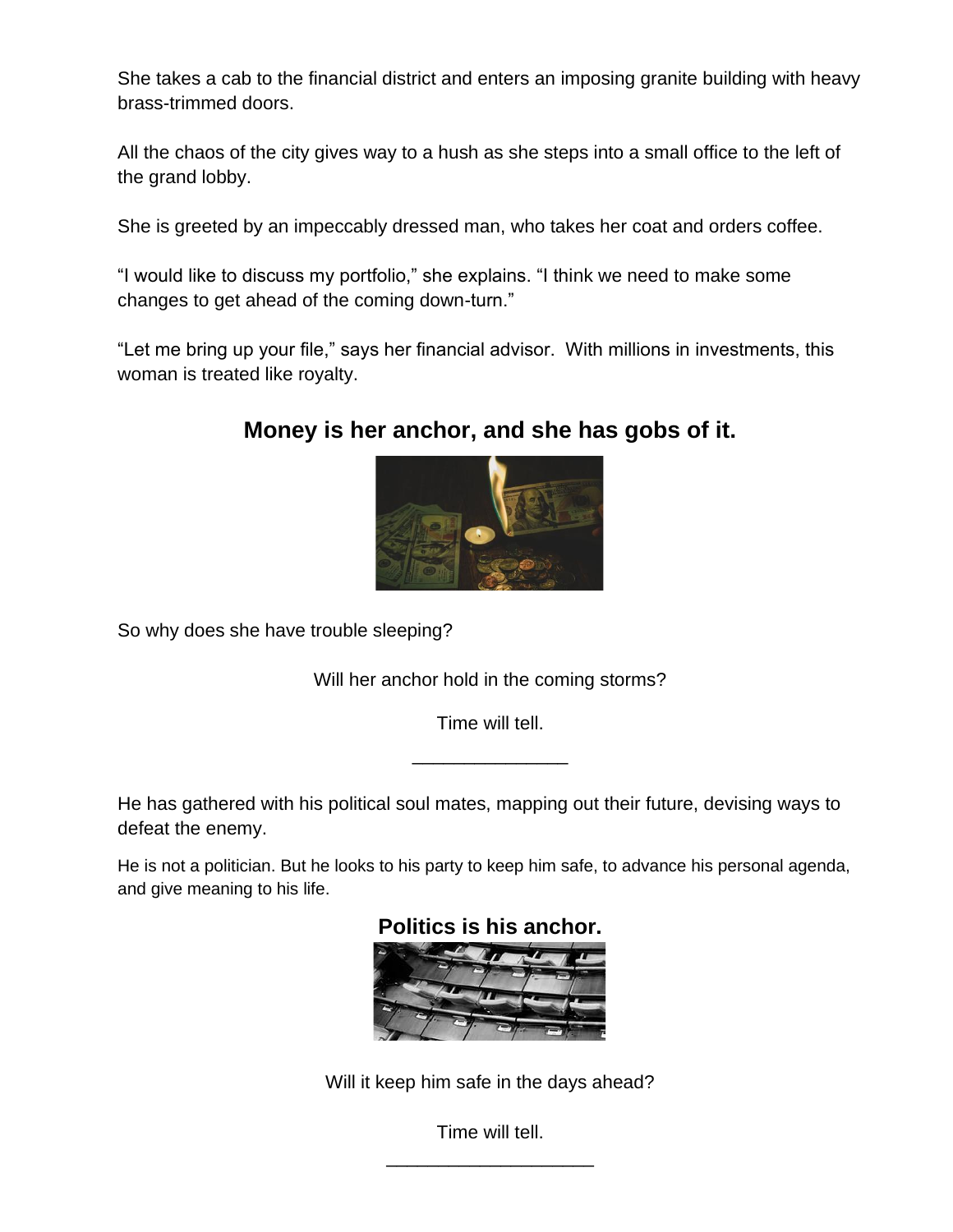She takes a cab to the financial district and enters an imposing granite building with heavy brass-trimmed doors.

All the chaos of the city gives way to a hush as she steps into a small office to the left of the grand lobby.

She is greeted by an impeccably dressed man, who takes her coat and orders coffee.

"I would like to discuss my portfolio," she explains. "I think we need to make some changes to get ahead of the coming down-turn."

"Let me bring up your file," says her financial advisor. With millions in investments, this woman is treated like royalty.

**Money is her anchor, and she has gobs of it.**

So why does she have trouble sleeping?

Will her anchor hold in the coming storms?

Time will tell.

---

He has gathered with his political soul mates, mapping out their future, devising ways to defeat the enemy.

He is not a politician. But he looks to his party to keep him safe, to advance his personal agenda, and give meaning to his life.

**Politics is his anchor.**

Will it keep him safe in the days ahead?

Time will tell.

---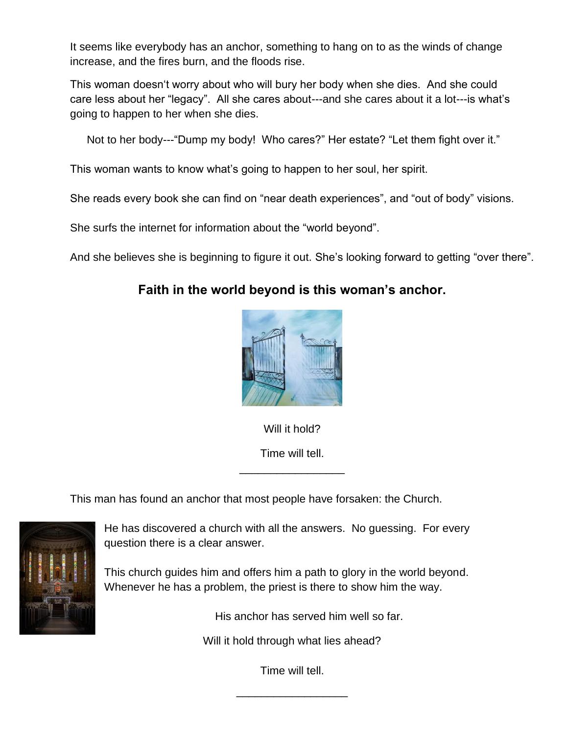It seems like everybody has an anchor, something to hang on to as the winds of change increase, and the fires burn, and the floods rise.

This woman doesn't worry about who will bury her body when she dies. And she could care less about her "legacy". All she cares about---and she cares about it a lot---is what's going to happen to her when she dies.

Not to her body---"Dump my body! Who cares?" Her estate? "Let them fight over it."

This woman wants to know what's going to happen to her soul, her spirit.

She reads every book she can find on "near death experiences", and "out of body" visions.

She surfs the internet for information about the "world beyond".

And she believes she is beginning to figure it out. She's looking forward to getting "over there".

**Faith in the world beyond is this woman's anchor.**

Will it hold?

Time will tell.

---

This man has found an anchor that most people have forsaken: the Church.

He has discovered a church with all the answers. No guessing. For every question there is a clear answer.

This church guides him and offers him a path to glory in the world beyond. Whenever he has a problem, the priest is there to show him the way.

His anchor has served him well so far.

Will it hold through what lies ahead?

Time will tell.

---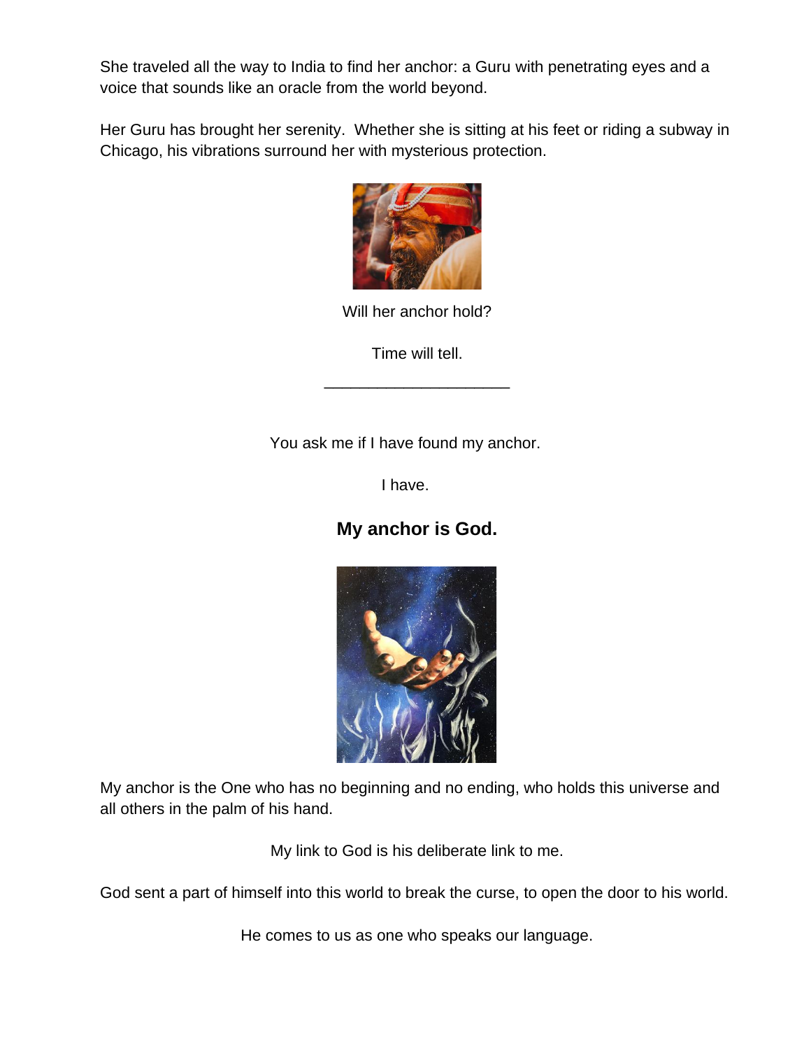She traveled all the way to India to find her anchor: a Guru with penetrating eyes and a voice that sounds like an oracle from the world beyond.

Her Guru has brought her serenity. Whether she is sitting at his feet or riding a subway in Chicago, his vibrations surround her with mysterious protection.

Will her anchor hold?

Time will tell.

---

You ask me if I have found my anchor.

I have.

**My anchor is God.**

My anchor is the One who has no beginning and no ending, who holds this universe and all others in the palm of his hand.

My link to God is his deliberate link to me.

God sent a part of himself into this world to break the curse, to open the door to his world.

He comes to us as one who speaks our language.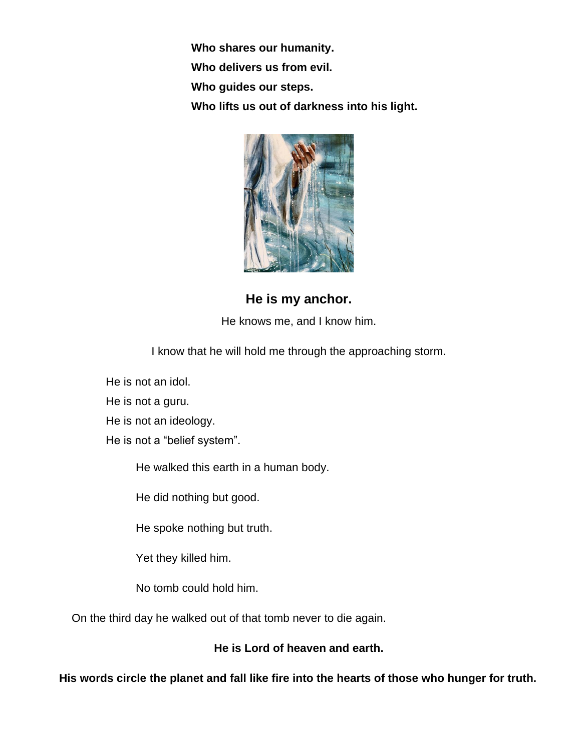**Who shares our humanity.**

**Who delivers us from evil.**

**Who guides our steps.**

**Who lifts us out of darkness into his light.**

**He is my anchor.**

He knows me, and I know him.

I know that he will hold me through the approaching storm.

He is not an idol.

He is not a guru.

He is not an ideology.

He is not a "belief system".

He walked this earth in a human body.

He did nothing but good.

He spoke nothing but truth.

Yet they killed him.

No tomb could hold him.

On the third day he walked out of that tomb never to die again.

**He is Lord of heaven and earth.**

**His words circle the planet and fall like fire into the hearts of those who hunger for truth.**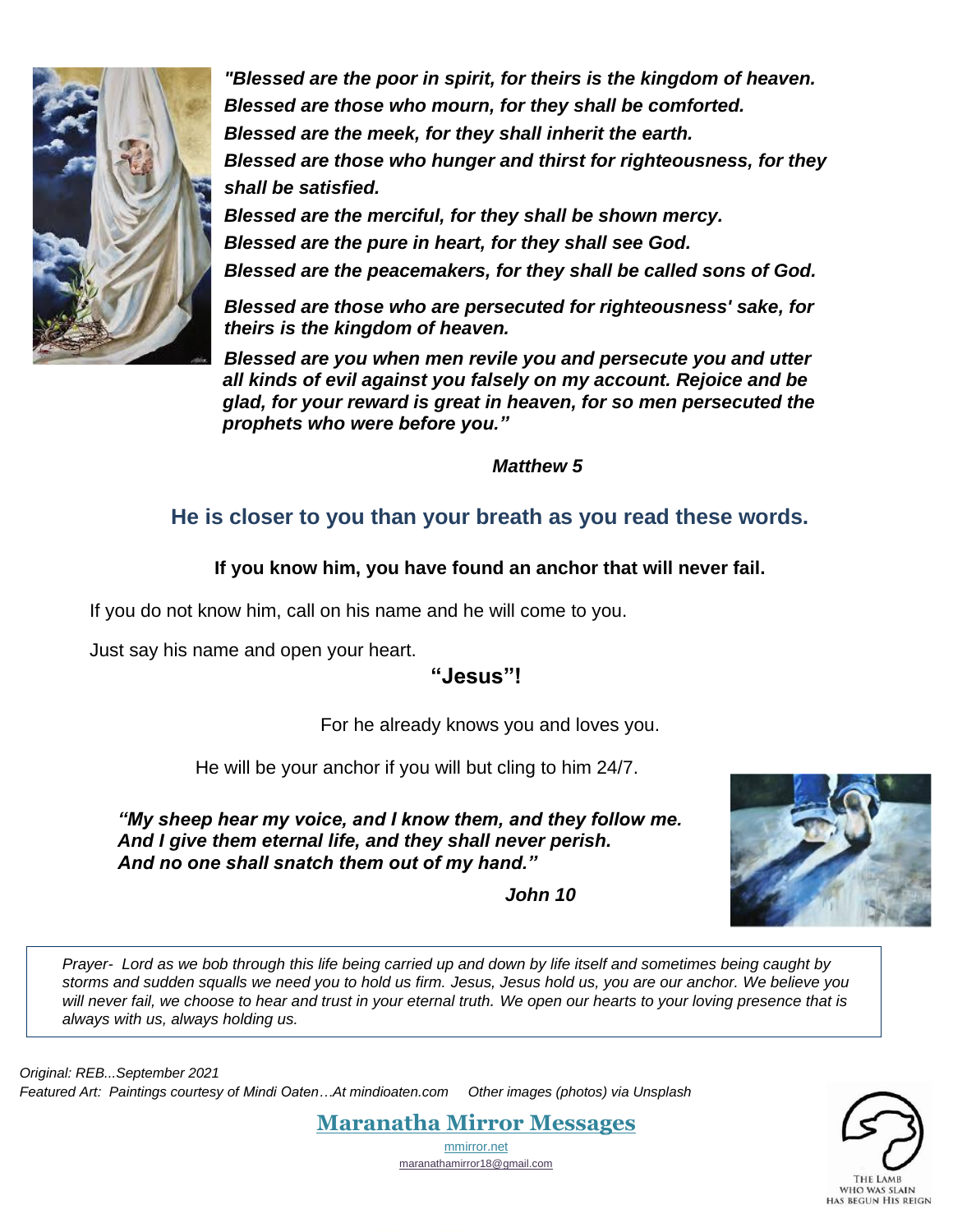***"Blessed are the poor in spirit, for theirs is the kingdom of heaven.***
***Blessed are those who mourn, for they shall be comforted.***
***Blessed are the meek, for they shall inherit the earth.***
***Blessed are those who hunger and thirst for righteousness, for they shall be satisfied.***
***Blessed are the merciful, for they shall be shown mercy.***
***Blessed are the pure in heart, for they shall see God.***
***Blessed are the peacemakers, for they shall be called sons of God.***

***Blessed are those who are persecuted for righteousness' sake, for theirs is the kingdom of heaven.***

***Blessed are you when men revile you and persecute you and utter all kinds of evil against you falsely on my account. Rejoice and be glad, for your reward is great in heaven, for so men persecuted the prophets who were before you."***

***Matthew 5***

## He is closer to you than your breath as you read these words.

**If you know him, you have found an anchor that will never fail.**

If you do not know him, call on his name and he will come to you.

Just say his name and open your heart.

**"Jesus"!**

For he already knows you and loves you.

He will be your anchor if you will but cling to him 24/7.

***"My sheep hear my voice, and I know them, and they follow me.***
***And I give them eternal life, and they shall never perish.***
***And no one shall snatch them out of my hand."***

***John 10***

*Prayer- Lord as we bob through this life being carried up and down by life itself and sometimes being caught by storms and sudden squalls we need you to hold us firm. Jesus, Jesus hold us, you are our anchor. We believe you will never fail, we choose to hear and trust in your eternal truth. We open our hearts to your loving presence that is always with us, always holding us.*

*Original: REB...September 2021*
*Featured Art: Paintings courtesy of Mindi Oaten…At mindioaten.com Other images (photos) via Unsplash*

**Maranatha Mirror Messages**

mmirror.net
maranathamirror18@gmail.com

THE LAMB WHO WAS SLAIN HAS BEGUN HIS REIGN